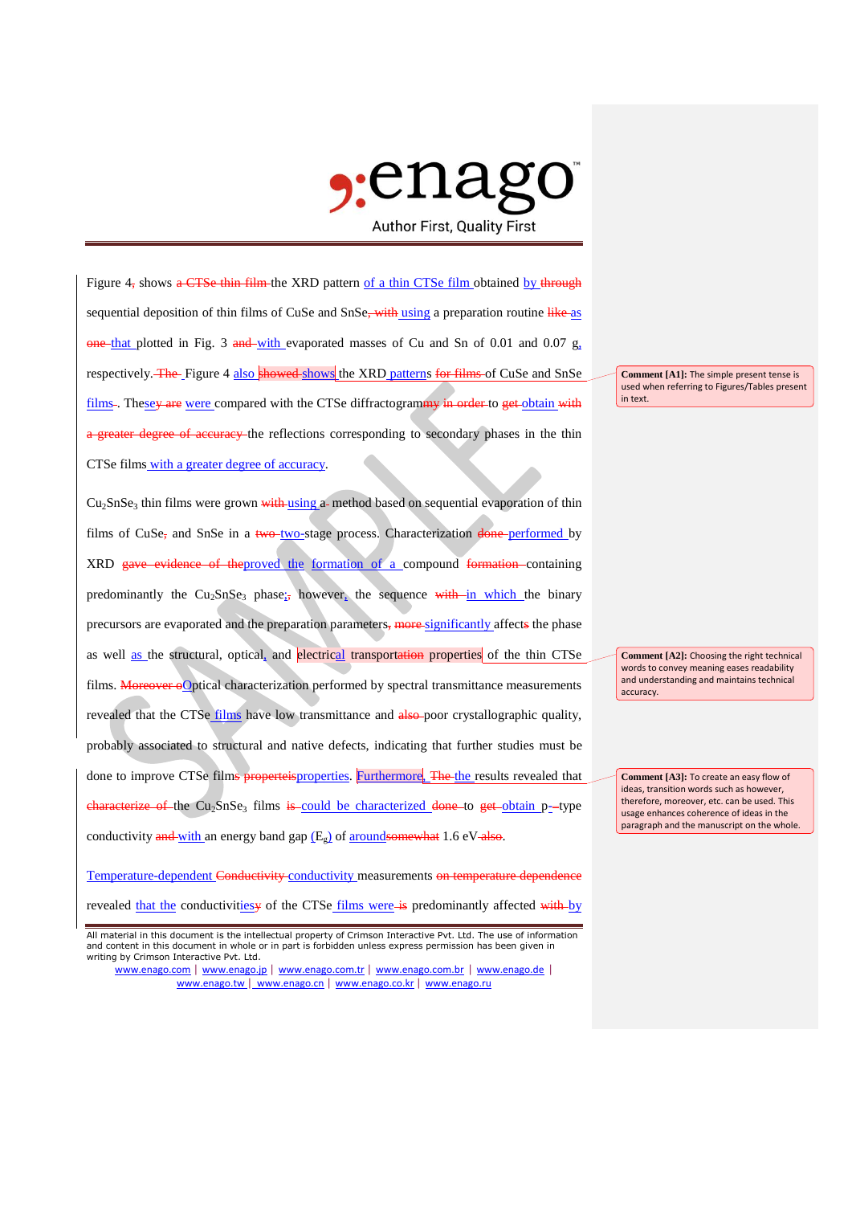Figure 4~~,~~ shows ~~a CTSe thin film~~ the XRD pattern of a thin CTSe film obtained by ~~through~~ sequential deposition of thin films of CuSe and SnSe~~, with~~ using a preparation routine ~~like~~ as ~~one~~ that plotted in Fig. 3 ~~and~~ with evaporated masses of Cu and Sn of 0.01 and 0.07 g, respectively. ~~The~~ Figure 4 also ~~showed~~ shows the XRD patterns ~~for films~~ of CuSe and SnSe films~~-~~. These~~y are~~ were compared with the CTSe diffractogram~~my in order~~ to ~~get~~ obtain ~~with a greater degree of accuracy~~ the reflections corresponding to secondary phases in the thin CTSe films with a greater degree of accuracy.

$Cu_2SnSe_3$ thin films were grown ~~with~~ using a~~-~~ method based on sequential evaporation of thin films of CuSe~~,~~ and SnSe in a ~~two~~ two-stage process. Characterization ~~done~~ performed by XRD ~~gave evidence of the~~proved the formation of a compound ~~formation~~ containing predominantly the $Cu_2SnSe_3$ phase;~~,~~ however, the sequence ~~with~~ in which the binary precursors are evaporated and the preparation parameters~~, more~~ significantly affect~~s~~ the phase as well as the structural, optical, and electrical transport~~ation~~ properties of the thin CTSe films. ~~Moreover o~~Optical characterization performed by spectral transmittance measurements revealed that the CTSe films have low transmittance and ~~also~~ poor crystallographic quality, probably associated to structural and native defects, indicating that further studies must be done to improve CTSe films ~~properteis~~properties. Furthermore, ~~The~~ the results revealed that ~~characterize of~~ the $Cu_2SnSe_3$ films ~~is~~ could be characterized ~~done~~ to ~~get~~ obtain p-type conductivity ~~and~~ with an energy band gap ($E_g$) of around~~somewhat~~ 1.6 eV~~ also~~.

Temperature-dependent ~~Conductivity~~ conductivity measurements ~~on temperature dependence~~ revealed that the conductivit~~y~~ies of the CTSe films were ~~is~~ predominantly affected ~~with~~ by

> **Comment [A1]:** The simple present tense is used when referring to Figures/Tables present in text.

> **Comment [A2]:** Choosing the right technical words to convey meaning eases readability and understanding and maintains technical accuracy.

> **Comment [A3]:** To create an easy flow of ideas, transition words such as however, therefore, moreover, etc. can be used. This usage enhances coherence of ideas in the paragraph and the manuscript on the whole.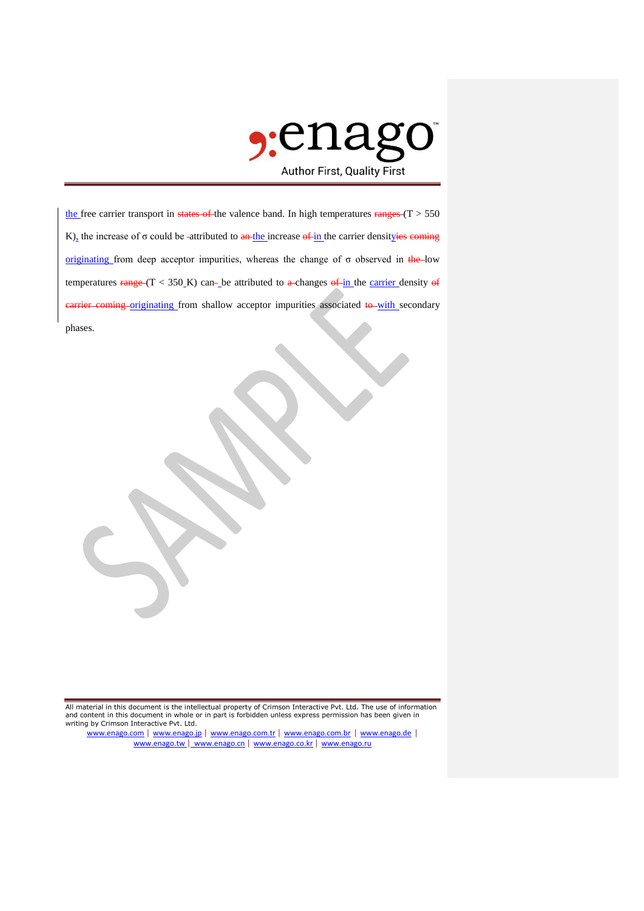the free carrier transport in ~~states of~~ the valence band. In high temperatures ~~ranges~~ ($T > 550$ K), the increase of $\sigma$ could be attributed to ~~an~~ the increase ~~of~~ in the carrier density~~ies~~ ~~coming~~ originating from deep acceptor impurities, whereas the change of $\sigma$ observed in ~~the~~ low temperatures ~~range~~ ($T < 350$ K) can be attributed to ~~a~~ changes ~~of~~ in the carrier density ~~of carrier coming~~ originating from shallow acceptor impurities associated ~~to~~ with secondary phases.